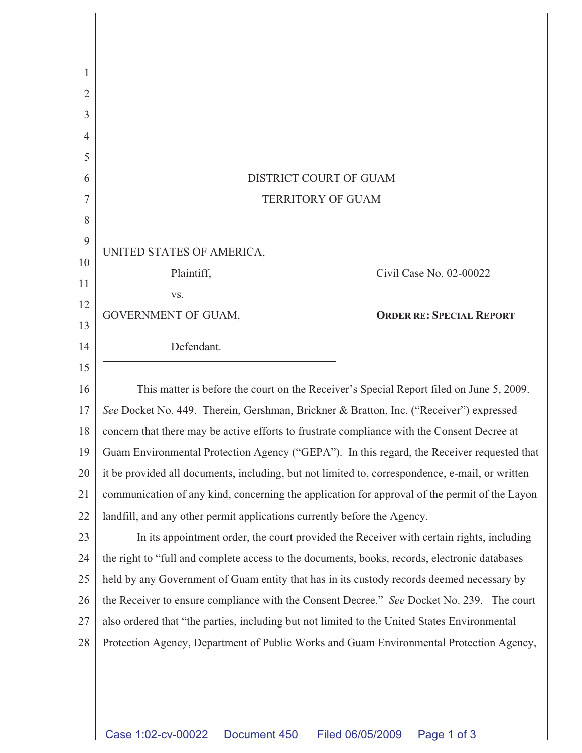DISTRICT COURT OF GUAM

TERRITORY OF GUAM

UNITED STATES OF AMERICA,

Plaintiff,

vs.

GOVERNMENT OF GUAM,

Defendant.

Civil Case No. 02-00022

**ORDER RE: SPECIAL REPORT**

This matter is before the court on the Receiver's Special Report filed on June 5, 2009. *See* Docket No. 449. Therein, Gershman, Brickner & Bratton, Inc. ("Receiver") expressed concern that there may be active efforts to frustrate compliance with the Consent Decree at Guam Environmental Protection Agency ("GEPA"). In this regard, the Receiver requested that it be provided all documents, including, but not limited to, correspondence, e-mail, or written communication of any kind, concerning the application for approval of the permit of the Layon landfill, and any other permit applications currently before the Agency.

In its appointment order, the court provided the Receiver with certain rights, including the right to "full and complete access to the documents, books, records, electronic databases held by any Government of Guam entity that has in its custody records deemed necessary by the Receiver to ensure compliance with the Consent Decree." *See* Docket No. 239. The court also ordered that "the parties, including but not limited to the United States Environmental Protection Agency, Department of Public Works and Guam Environmental Protection Agency,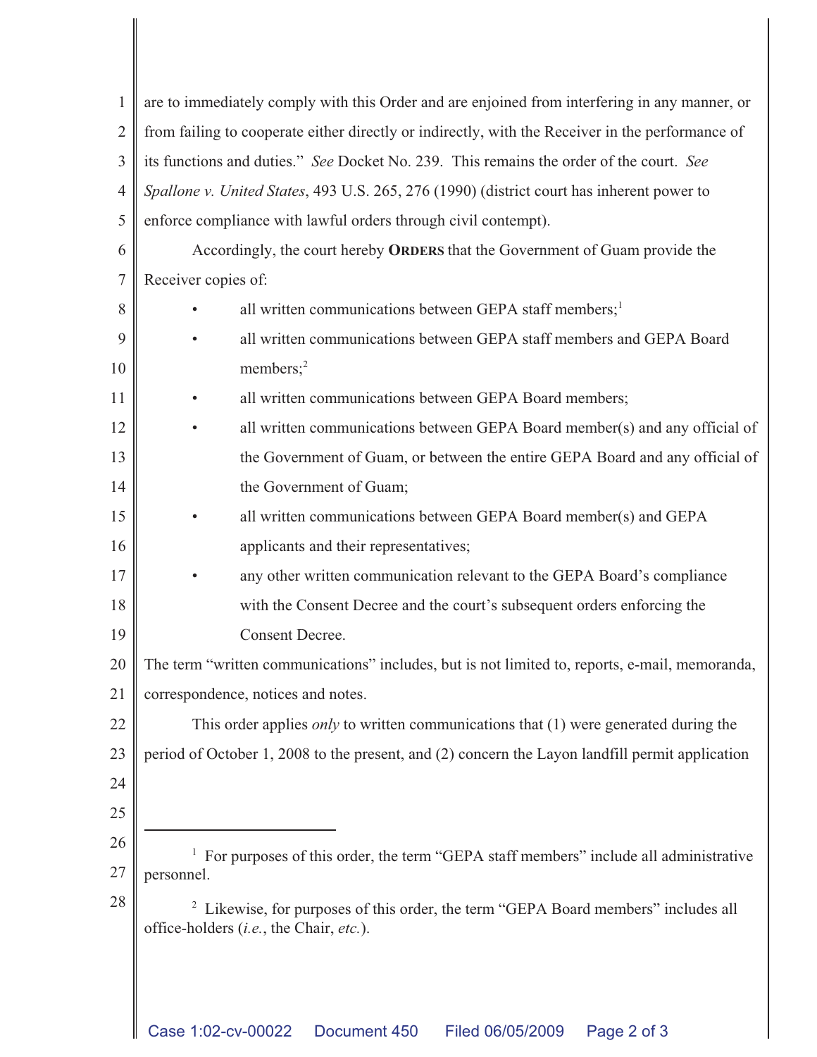are to immediately comply with this Order and are enjoined from interfering in any manner, or from failing to cooperate either directly or indirectly, with the Receiver in the performance of its functions and duties." *See* Docket No. 239. This remains the order of the court. *See* *Spallone v. United States*, 493 U.S. 265, 276 (1990) (district court has inherent power to enforce compliance with lawful orders through civil contempt).

Accordingly, the court hereby **ORDERS** that the Government of Guam provide the Receiver copies of:

- all written communications between GEPA staff members;[1]
- all written communications between GEPA staff members and GEPA Board members;[2]
- all written communications between GEPA Board members;
- all written communications between GEPA Board member(s) and any official of the Government of Guam, or between the entire GEPA Board and any official of the Government of Guam;
- all written communications between GEPA Board member(s) and GEPA applicants and their representatives;
- any other written communication relevant to the GEPA Board's compliance with the Consent Decree and the court's subsequent orders enforcing the Consent Decree.

The term "written communications" includes, but is not limited to, reports, e-mail, memoranda, correspondence, notices and notes.

This order applies *only* to written communications that (1) were generated during the period of October 1, 2008 to the present, and (2) concern the Layon landfill permit application

---

[1] For purposes of this order, the term "GEPA staff members" include all administrative personnel.

[2] Likewise, for purposes of this order, the term "GEPA Board members" includes all office-holders (*i.e.*, the Chair, *etc.*).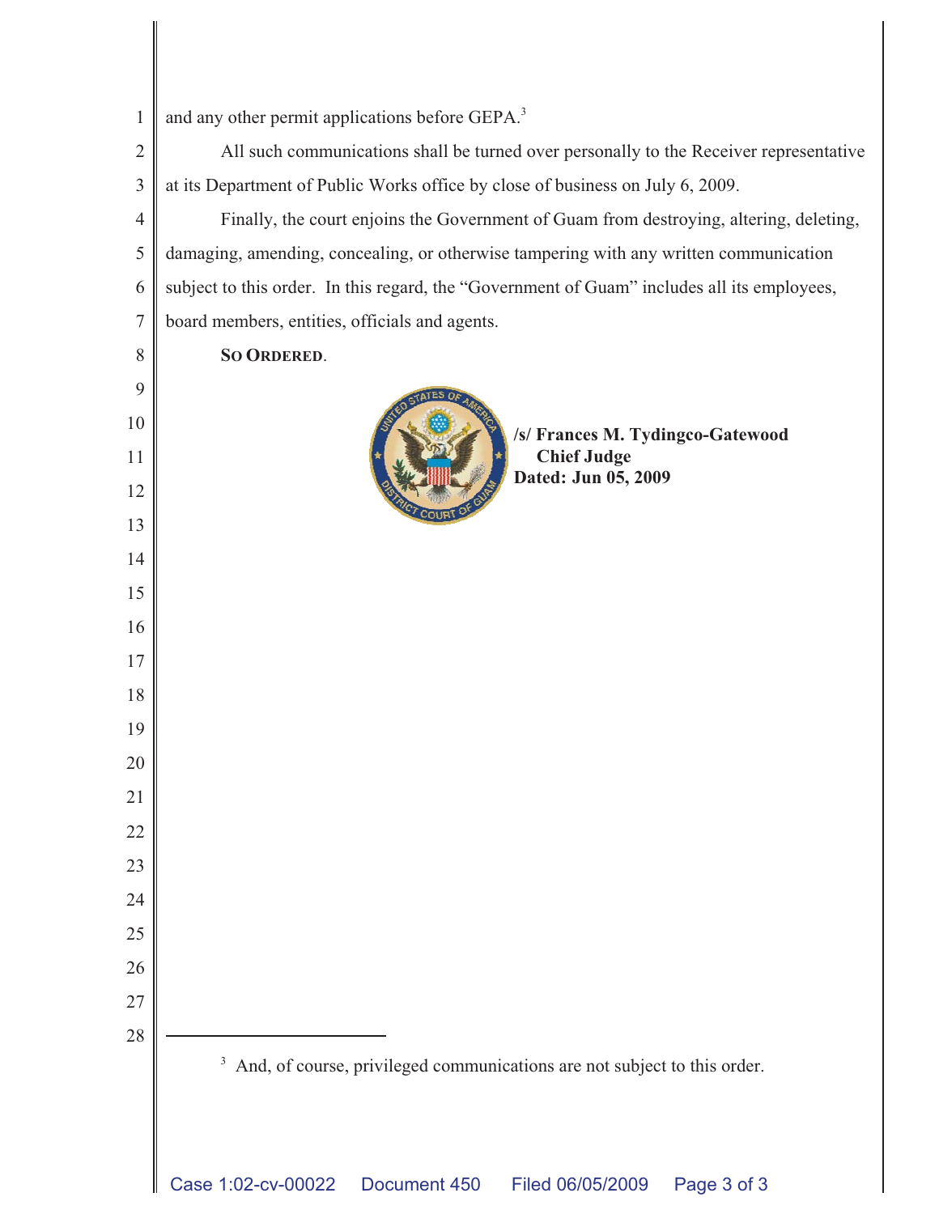and any other permit applications before GEPA.[3]

All such communications shall be turned over personally to the Receiver representative at its Department of Public Works office by close of business on July 6, 2009.

Finally, the court enjoins the Government of Guam from destroying, altering, deleting, damaging, amending, concealing, or otherwise tampering with any written communication subject to this order. In this regard, the "Government of Guam" includes all its employees, board members, entities, officials and agents.

**SO ORDERED**.

**/s/ Frances M. Tydingco-Gatewood**
**Chief Judge**
**Dated: Jun 05, 2009**

---

[3] And, of course, privileged communications are not subject to this order.